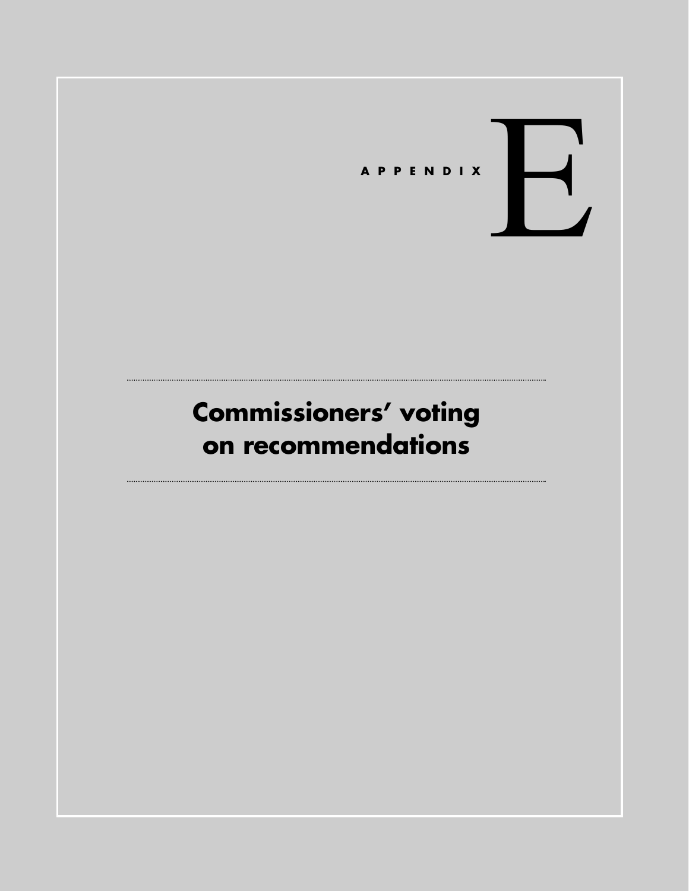# APPENDIX E

## Commissioners' voting on recommendations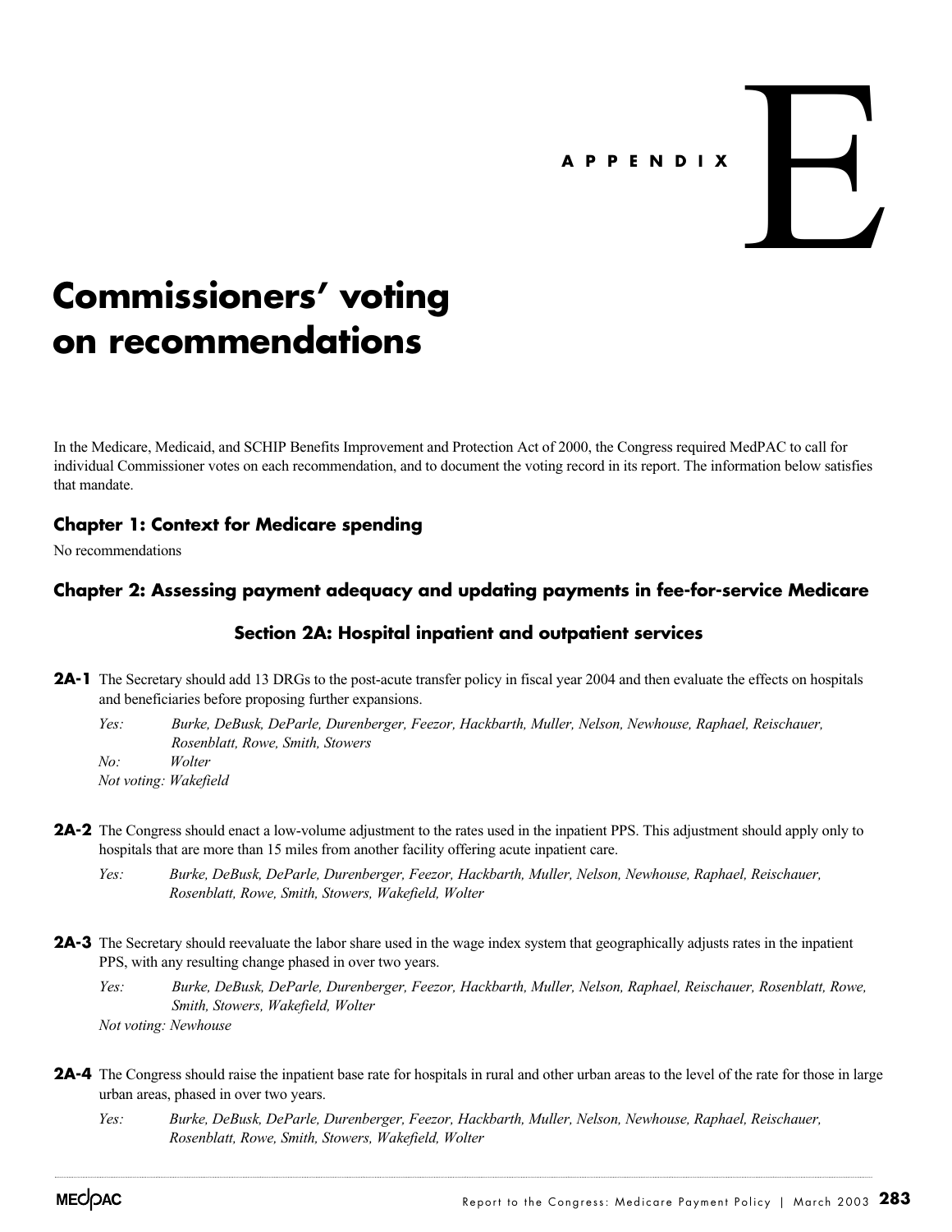# APPENDIX E

# Commissioners' voting on recommendations

In the Medicare, Medicaid, and SCHIP Benefits Improvement and Protection Act of 2000, the Congress required MedPAC to call for individual Commissioner votes on each recommendation, and to document the voting record in its report. The information below satisfies that mandate.

## Chapter 1: Context for Medicare spending

No recommendations

## Chapter 2: Assessing payment adequacy and updating payments in fee-for-service Medicare

### Section 2A: Hospital inpatient and outpatient services

**2A-1** The Secretary should add 13 DRGs to the post-acute transfer policy in fiscal year 2004 and then evaluate the effects on hospitals and beneficiaries before proposing further expansions.

*Yes:* *Burke, DeBusk, DeParle, Durenberger, Feezor, Hackbarth, Muller, Nelson, Newhouse, Raphael, Reischauer, Rosenblatt, Rowe, Smith, Stowers*

*No:* *Wolter*

*Not voting: Wakefield*

**2A-2** The Congress should enact a low-volume adjustment to the rates used in the inpatient PPS. This adjustment should apply only to hospitals that are more than 15 miles from another facility offering acute inpatient care.

*Yes:* *Burke, DeBusk, DeParle, Durenberger, Feezor, Hackbarth, Muller, Nelson, Newhouse, Raphael, Reischauer, Rosenblatt, Rowe, Smith, Stowers, Wakefield, Wolter*

**2A-3** The Secretary should reevaluate the labor share used in the wage index system that geographically adjusts rates in the inpatient PPS, with any resulting change phased in over two years.

*Yes:* *Burke, DeBusk, DeParle, Durenberger, Feezor, Hackbarth, Muller, Nelson, Raphael, Reischauer, Rosenblatt, Rowe, Smith, Stowers, Wakefield, Wolter*

*Not voting: Newhouse*

**2A-4** The Congress should raise the inpatient base rate for hospitals in rural and other urban areas to the level of the rate for those in large urban areas, phased in over two years.

*Yes:* *Burke, DeBusk, DeParle, Durenberger, Feezor, Hackbarth, Muller, Nelson, Newhouse, Raphael, Reischauer, Rosenblatt, Rowe, Smith, Stowers, Wakefield, Wolter*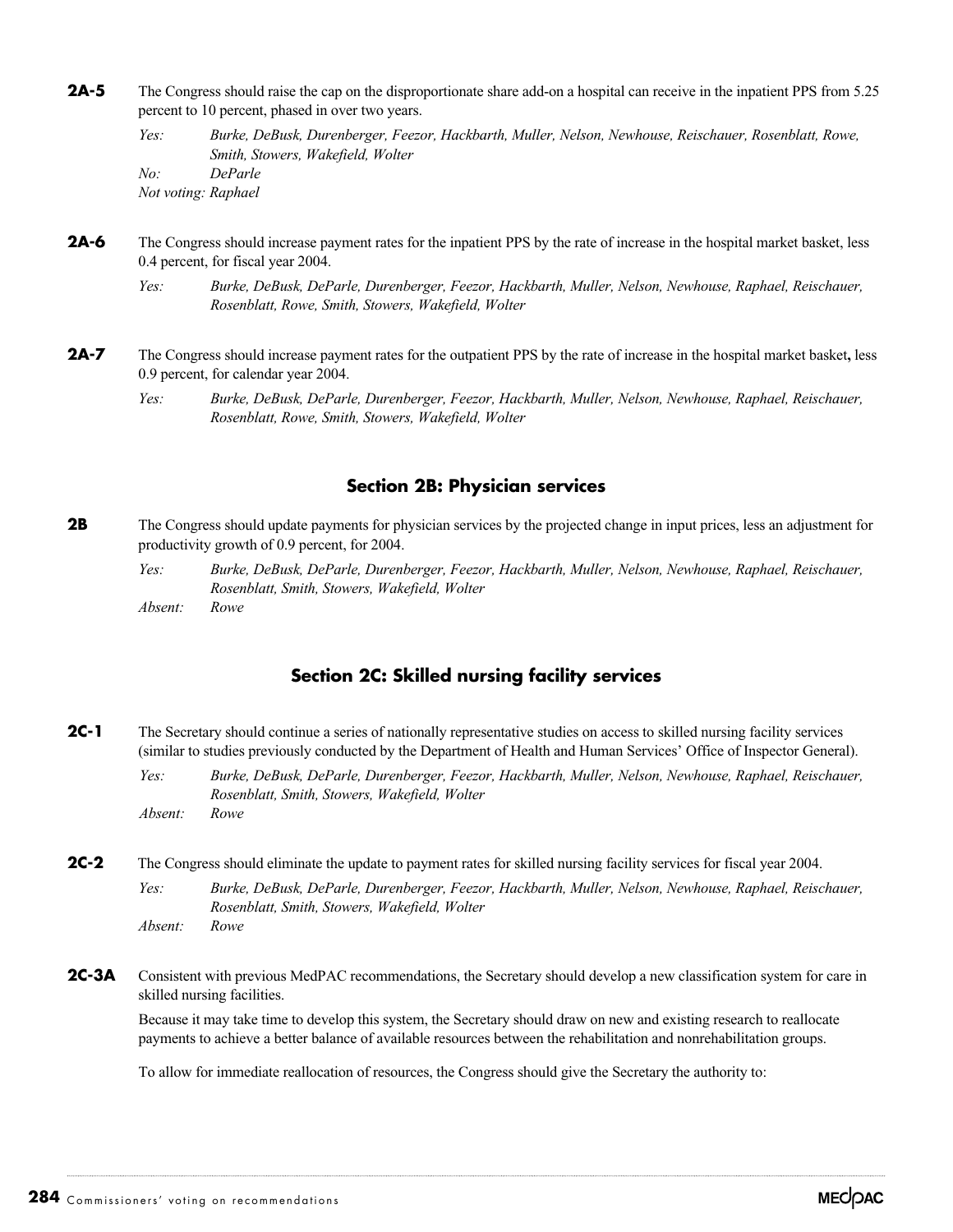**2A-5** The Congress should raise the cap on the disproportionate share add-on a hospital can receive in the inpatient PPS from 5.25 percent to 10 percent, phased in over two years.

*Yes:* *Burke, DeBusk, Durenberger, Feezor, Hackbarth, Muller, Nelson, Newhouse, Reischauer, Rosenblatt, Rowe, Smith, Stowers, Wakefield, Wolter*

*No:* *DeParle*

*Not voting: Raphael*

**2A-6** The Congress should increase payment rates for the inpatient PPS by the rate of increase in the hospital market basket, less 0.4 percent, for fiscal year 2004.

*Yes:* *Burke, DeBusk, DeParle, Durenberger, Feezor, Hackbarth, Muller, Nelson, Newhouse, Raphael, Reischauer, Rosenblatt, Rowe, Smith, Stowers, Wakefield, Wolter*

**2A-7** The Congress should increase payment rates for the outpatient PPS by the rate of increase in the hospital market basket, less 0.9 percent, for calendar year 2004.

*Yes:* *Burke, DeBusk, DeParle, Durenberger, Feezor, Hackbarth, Muller, Nelson, Newhouse, Raphael, Reischauer, Rosenblatt, Rowe, Smith, Stowers, Wakefield, Wolter*

## Section 2B: Physician services

**2B** The Congress should update payments for physician services by the projected change in input prices, less an adjustment for productivity growth of 0.9 percent, for 2004.

*Yes:* *Burke, DeBusk, DeParle, Durenberger, Feezor, Hackbarth, Muller, Nelson, Newhouse, Raphael, Reischauer, Rosenblatt, Smith, Stowers, Wakefield, Wolter*

*Absent:* *Rowe*

## Section 2C: Skilled nursing facility services

**2C-1** The Secretary should continue a series of nationally representative studies on access to skilled nursing facility services (similar to studies previously conducted by the Department of Health and Human Services' Office of Inspector General).

*Yes:* *Burke, DeBusk, DeParle, Durenberger, Feezor, Hackbarth, Muller, Nelson, Newhouse, Raphael, Reischauer, Rosenblatt, Smith, Stowers, Wakefield, Wolter*

*Absent:* *Rowe*

**2C-2** The Congress should eliminate the update to payment rates for skilled nursing facility services for fiscal year 2004.

*Yes:* *Burke, DeBusk, DeParle, Durenberger, Feezor, Hackbarth, Muller, Nelson, Newhouse, Raphael, Reischauer, Rosenblatt, Smith, Stowers, Wakefield, Wolter*

*Absent:* *Rowe*

**2C-3A** Consistent with previous MedPAC recommendations, the Secretary should develop a new classification system for care in skilled nursing facilities.

Because it may take time to develop this system, the Secretary should draw on new and existing research to reallocate payments to achieve a better balance of available resources between the rehabilitation and nonrehabilitation groups.

To allow for immediate reallocation of resources, the Congress should give the Secretary the authority to: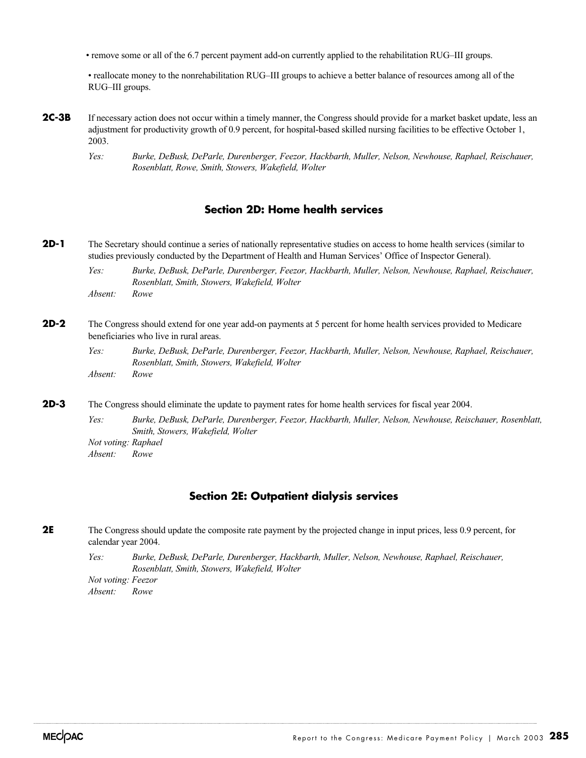- remove some or all of the 6.7 percent payment add-on currently applied to the rehabilitation RUG–III groups.
- reallocate money to the nonrehabilitation RUG–III groups to achieve a better balance of resources among all of the RUG–III groups.

**2C-3B** If necessary action does not occur within a timely manner, the Congress should provide for a market basket update, less an adjustment for productivity growth of 0.9 percent, for hospital-based skilled nursing facilities to be effective October 1, 2003.

*Yes:* *Burke, DeBusk, DeParle, Durenberger, Feezor, Hackbarth, Muller, Nelson, Newhouse, Raphael, Reischauer, Rosenblatt, Rowe, Smith, Stowers, Wakefield, Wolter*

## Section 2D: Home health services

**2D-1** The Secretary should continue a series of nationally representative studies on access to home health services (similar to studies previously conducted by the Department of Health and Human Services' Office of Inspector General).

*Yes:* *Burke, DeBusk, DeParle, Durenberger, Feezor, Hackbarth, Muller, Nelson, Newhouse, Raphael, Reischauer, Rosenblatt, Smith, Stowers, Wakefield, Wolter*
*Absent:* *Rowe*

**2D-2** The Congress should extend for one year add-on payments at 5 percent for home health services provided to Medicare beneficiaries who live in rural areas.

*Yes:* *Burke, DeBusk, DeParle, Durenberger, Feezor, Hackbarth, Muller, Nelson, Newhouse, Raphael, Reischauer, Rosenblatt, Smith, Stowers, Wakefield, Wolter*
*Absent:* *Rowe*

**2D-3** The Congress should eliminate the update to payment rates for home health services for fiscal year 2004.

*Yes:* *Burke, DeBusk, DeParle, Durenberger, Feezor, Hackbarth, Muller, Nelson, Newhouse, Reischauer, Rosenblatt, Smith, Stowers, Wakefield, Wolter*
*Not voting: Raphael*
*Absent:* *Rowe*

## Section 2E: Outpatient dialysis services

**2E** The Congress should update the composite rate payment by the projected change in input prices, less 0.9 percent, for calendar year 2004.

*Yes:* *Burke, DeBusk, DeParle, Durenberger, Hackbarth, Muller, Nelson, Newhouse, Raphael, Reischauer, Rosenblatt, Smith, Stowers, Wakefield, Wolter*
*Not voting: Feezor*
*Absent:* *Rowe*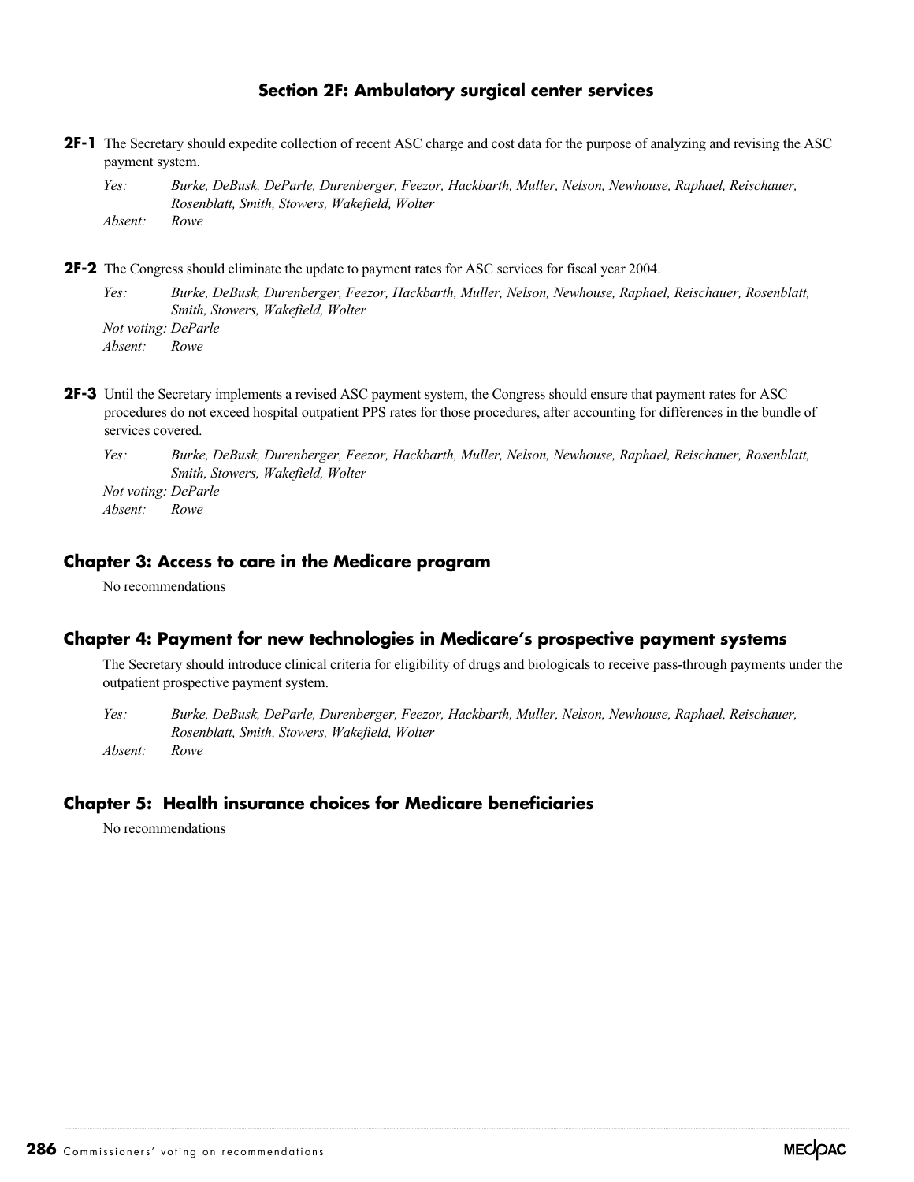### Section 2F: Ambulatory surgical center services

**2F-1** The Secretary should expedite collection of recent ASC charge and cost data for the purpose of analyzing and revising the ASC payment system.

*Yes:* *Burke, DeBusk, DeParle, Durenberger, Feezor, Hackbarth, Muller, Nelson, Newhouse, Raphael, Reischauer, Rosenblatt, Smith, Stowers, Wakefield, Wolter*

*Absent:* *Rowe*

**2F-2** The Congress should eliminate the update to payment rates for ASC services for fiscal year 2004.

*Yes:* *Burke, DeBusk, Durenberger, Feezor, Hackbarth, Muller, Nelson, Newhouse, Raphael, Reischauer, Rosenblatt, Smith, Stowers, Wakefield, Wolter*

*Not voting:* *DeParle*

*Absent:* *Rowe*

**2F-3** Until the Secretary implements a revised ASC payment system, the Congress should ensure that payment rates for ASC procedures do not exceed hospital outpatient PPS rates for those procedures, after accounting for differences in the bundle of services covered.

*Yes:* *Burke, DeBusk, Durenberger, Feezor, Hackbarth, Muller, Nelson, Newhouse, Raphael, Reischauer, Rosenblatt, Smith, Stowers, Wakefield, Wolter*

*Not voting:* *DeParle*

*Absent:* *Rowe*

## Chapter 3: Access to care in the Medicare program

No recommendations

## Chapter 4: Payment for new technologies in Medicare's prospective payment systems

The Secretary should introduce clinical criteria for eligibility of drugs and biologicals to receive pass-through payments under the outpatient prospective payment system.

*Yes:* *Burke, DeBusk, DeParle, Durenberger, Feezor, Hackbarth, Muller, Nelson, Newhouse, Raphael, Reischauer, Rosenblatt, Smith, Stowers, Wakefield, Wolter*

*Absent:* *Rowe*

## Chapter 5: Health insurance choices for Medicare beneficiaries

No recommendations